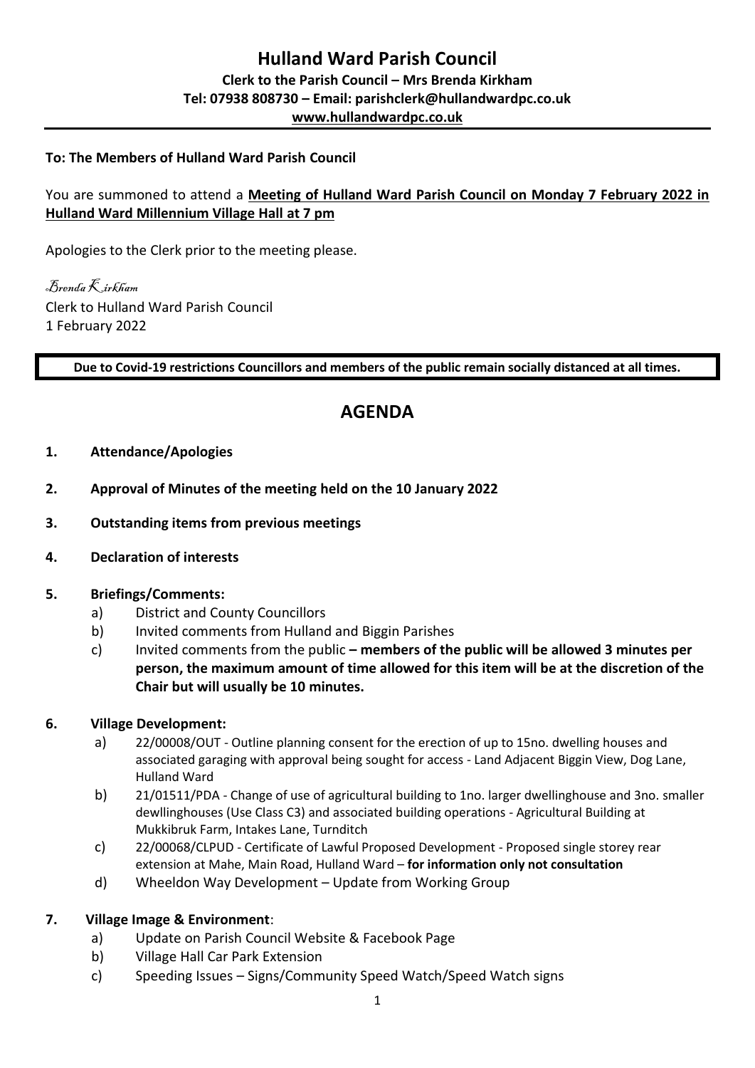# Hulland Ward Parish Council

**Clerk to the Parish Council – Mrs Brenda Kirkham**
**Tel: 07938 808730 – Email: parishclerk@hullandwardpc.co.uk**
**www.hullandwardpc.co.uk**

---

**To: The Members of Hulland Ward Parish Council**

You are summoned to attend a **Meeting of Hulland Ward Parish Council on Monday 7 February 2022 in Hulland Ward Millennium Village Hall at 7 pm**

Apologies to the Clerk prior to the meeting please.

*Brenda Kirkham*
Clerk to Hulland Ward Parish Council
1 February 2022

**Due to Covid-19 restrictions Councillors and members of the public remain socially distanced at all times.**

## AGENDA

1. **Attendance/Apologies**

2. **Approval of Minutes of the meeting held on the 10 January 2022**

3. **Outstanding items from previous meetings**

4. **Declaration of interests**

5. **Briefings/Comments:**
   a) District and County Councillors
   b) Invited comments from Hulland and Biggin Parishes
   c) Invited comments from the public **– members of the public will be allowed 3 minutes per person, the maximum amount of time allowed for this item will be at the discretion of the Chair but will usually be 10 minutes.**

6. **Village Development:**
   a) 22/00008/OUT - Outline planning consent for the erection of up to 15no. dwelling houses and associated garaging with approval being sought for access - Land Adjacent Biggin View, Dog Lane, Hulland Ward
   b) 21/01511/PDA - Change of use of agricultural building to 1no. larger dwellinghouse and 3no. smaller dewllinghouses (Use Class C3) and associated building operations - Agricultural Building at Mukkibruk Farm, Intakes Lane, Turnditch
   c) 22/00068/CLPUD - Certificate of Lawful Proposed Development - Proposed single storey rear extension at Mahe, Main Road, Hulland Ward – **for information only not consultation**
   d) Wheeldon Way Development – Update from Working Group

7. **Village Image & Environment**:
   a) Update on Parish Council Website & Facebook Page
   b) Village Hall Car Park Extension
   c) Speeding Issues – Signs/Community Speed Watch/Speed Watch signs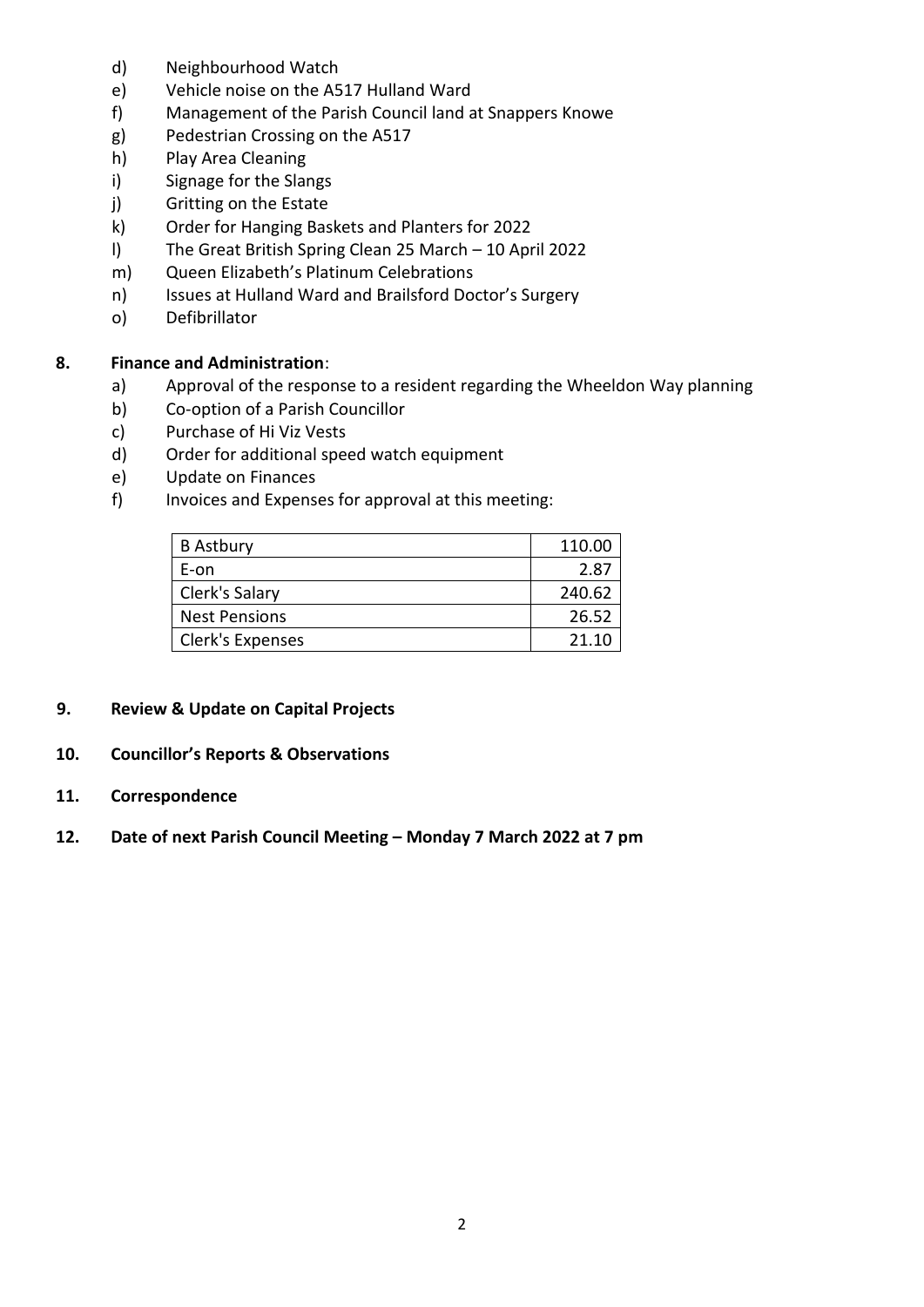d) Neighbourhood Watch
e) Vehicle noise on the A517 Hulland Ward
f) Management of the Parish Council land at Snappers Knowe
g) Pedestrian Crossing on the A517
h) Play Area Cleaning
i) Signage for the Slangs
j) Gritting on the Estate
k) Order for Hanging Baskets and Planters for 2022
l) The Great British Spring Clean 25 March – 10 April 2022
m) Queen Elizabeth's Platinum Celebrations
n) Issues at Hulland Ward and Brailsford Doctor's Surgery
o) Defibrillator

**8. Finance and Administration**:

a) Approval of the response to a resident regarding the Wheeldon Way planning
b) Co-option of a Parish Councillor
c) Purchase of Hi Viz Vests
d) Order for additional speed watch equipment
e) Update on Finances
f) Invoices and Expenses for approval at this meeting:

| | |
|---|---|
| B Astbury | 110.00 |
| E-on | 2.87 |
| Clerk's Salary | 240.62 |
| Nest Pensions | 26.52 |
| Clerk's Expenses | 21.10 |

**9. Review & Update on Capital Projects**

**10. Councillor's Reports & Observations**

**11. Correspondence**

**12. Date of next Parish Council Meeting – Monday 7 March 2022 at 7 pm**